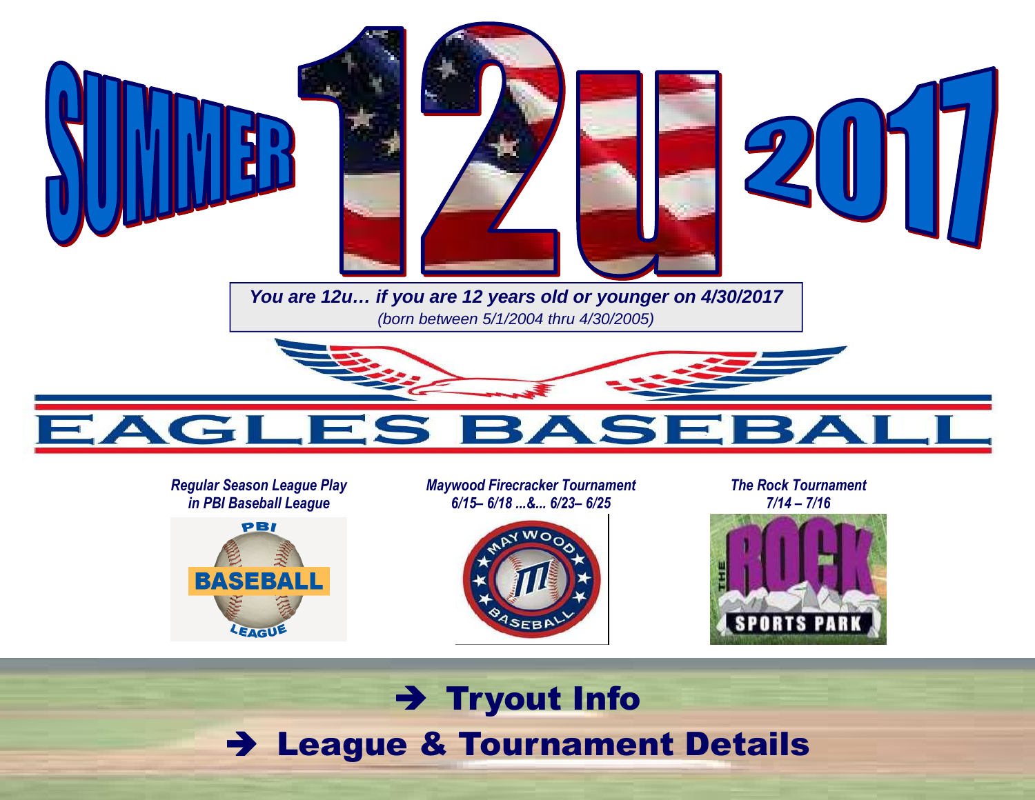# SUMMER 12U 2017

***You are 12u… if you are 12 years old or younger on 4/30/2017***

*(born between 5/1/2004 thru 4/30/2005)*

# EAGLES BASEBALL

***Regular Season League Play in PBI Baseball League***

PBI BASEBALL LEAGUE

***Maywood Firecracker Tournament 6/15– 6/18 …&… 6/23– 6/25***

MAYWOOD BASEBALL

***The Rock Tournament 7/14 – 7/16***

THE ROCK SPORTS PARK

## ➔ Tryout Info

## ➔ League & Tournament Details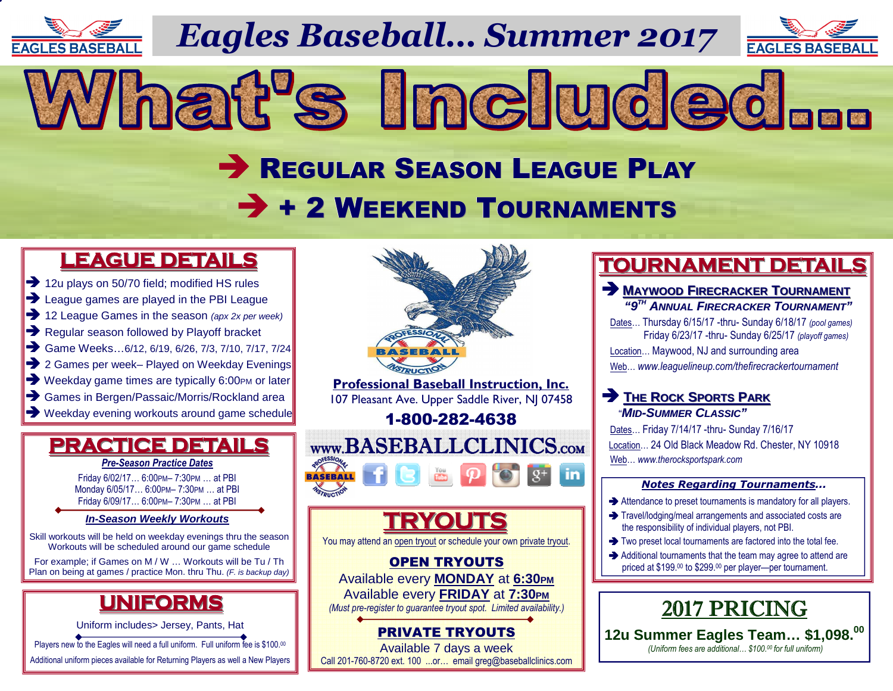# Eagles Baseball… Summer 2017

# What's Included…

## ➔ Regular Season League Play

## ➔ + 2 Weekend Tournaments

## LEAGUE DETAILS

- 12u plays on 50/70 field; modified HS rules
- League games are played in the PBI League
- 12 League Games in the season *(apx 2x per week)*
- Regular season followed by Playoff bracket
- Game Weeks…6/12, 6/19, 6/26, 7/3, 7/10, 7/17, 7/24
- 2 Games per week– Played on Weekday Evenings
- Weekday game times are typically 6:00PM or later
- Games in Bergen/Passaic/Morris/Rockland area
- Weekday evening workouts around game schedule

## PRACTICE DETAILS

***Pre-Season Practice Dates***

Friday 6/02/17… 6:00PM– 7:30PM … at PBI
Monday 6/05/17… 6:00PM– 7:30PM … at PBI
Friday 6/09/17… 6:00PM– 7:30PM … at PBI

***In-Season Weekly Workouts***

Skill workouts will be held on weekday evenings thru the season
Workouts will be scheduled around our game schedule

For example; if Games on M / W … Workouts will be Tu / Th
Plan on being at games / practice Mon. thru Thu. *(F. is backup day)*

## UNIFORMS

Uniform includes> Jersey, Pants, Hat

Players new to the Eagles will need a full uniform. Full uniform fee is $100.00

Additional uniform pieces available for Returning Players as well a New Players

**Professional Baseball Instruction, Inc.**
107 Pleasant Ave. Upper Saddle River, NJ 07458
**1-800-282-4638**

www.BASEBALLCLINICS.com

## TRYOUTS

You may attend an open tryout or schedule your own private tryout.

**OPEN TRYOUTS**

Available every **MONDAY** at **6:30PM**
Available every **FRIDAY** at **7:30PM**
*(Must pre-register to guarantee tryout spot. Limited availability.)*

**PRIVATE TRYOUTS**

Available 7 days a week
Call 201-760-8720 ext. 100 ...or… email greg@baseballclinics.com

## TOURNAMENT DETAILS

### ➔ Maywood Firecracker Tournament

***"9TH Annual Firecracker Tournament"***

Dates… Thursday 6/15/17 -thru- Sunday 6/18/17 *(pool games)*
Friday 6/23/17 -thru- Sunday 6/25/17 *(playoff games)*

Location… Maywood, NJ and surrounding area

Web… *www.leaguelineup.com/thefirecrackertournament*

### ➔ The Rock Sports Park

***"Mid-Summer Classic"***

Dates… Friday 7/14/17 -thru- Sunday 7/16/17

Location… 24 Old Black Meadow Rd. Chester, NY 10918

Web… *www.therocksportspark.com*

***Notes Regarding Tournaments…***

- Attendance to preset tournaments is mandatory for all players.
- Travel/lodging/meal arrangements and associated costs are the responsibility of individual players, not PBI.
- Two preset local tournaments are factored into the total fee.
- Additional tournaments that the team may agree to attend are priced at $199.00 to $299.00 per player—per tournament.

## 2017 PRICING

**12u Summer Eagles Team… $1,098.00**

*(Uniform fees are additional… $100.00 for full uniform)*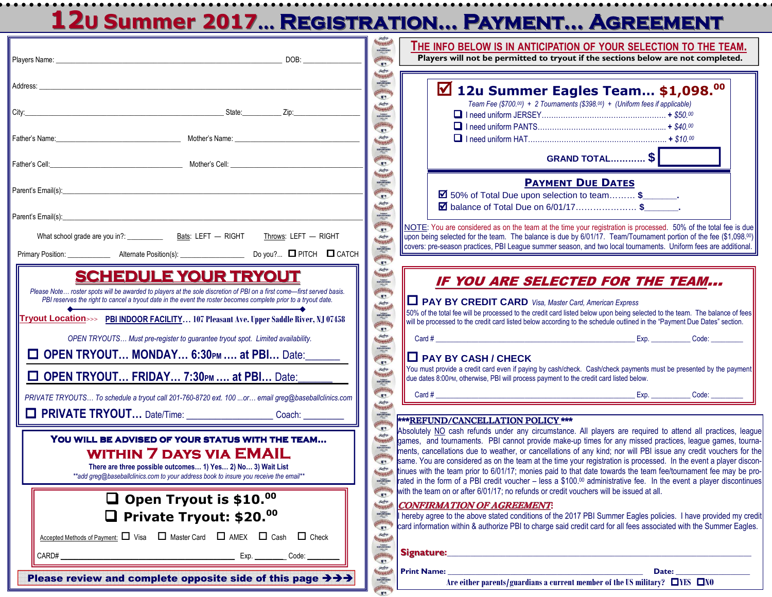# 12u Summer 2017... Registration... Payment... Agreement

Players Name: ______________________________ DOB: ______________

Address: ______________________________

City: ______________________ State: ________ Zip: ____________

Father's Name: ______________________ Mother's Name: ______________________

Father's Cell: ______________________ Mother's Cell: ______________________

Parent's Email(s): ______________________________

Parent's Email(s): ______________________________

What school grade are you in?: _________ Bats: LEFT — RIGHT Throws: LEFT — RIGHT

Primary Position: ___________ Alternate Position(s): ________________ Do you?... ☐ PITCH ☐ CATCH

## SCHEDULE YOUR TRYOUT

*Please Note… roster spots will be awarded to players at the sole discretion of PBI on a first come—first served basis. PBI reserves the right to cancel a tryout date in the event the roster becomes complete prior to a tryout date.*

**Tryout Location**>>> PBI INDOOR FACILITY… 107 Pleasant Ave. Upper Saddle River, NJ 07458

*OPEN TRYOUTS… Must pre-register to guarantee tryout spot. Limited availability.*

☐ **OPEN TRYOUT… MONDAY… 6:30PM .... at PBI…** Date:_______

☐ **OPEN TRYOUT… FRIDAY… 7:30PM .... at PBI…** Date:_______

*PRIVATE TRYOUTS… To schedule a tryout call 201-760-8720 ext. 100 …or… email greg@baseballclinics.com*

☐ **PRIVATE TRYOUT…** Date/Time: ________________ Coach: ________

**YOU WILL BE ADVISED OF YOUR STATUS WITH THE TEAM…**

**WITHIN 7 DAYS VIA EMAIL**

There are three possible outcomes… 1) Yes… 2) No… 3) Wait List

*\*\*add greg@baseballclinics.com to your address book to insure you receive the email\*\**

☐ **Open Tryout is $10.00**

☐ **Private Tryout: $20.00**

Accepted Methods of Payment: ☐ Visa ☐ Master Card ☐ AMEX ☐ Cash ☐ Check

CARD# ______________________________ Exp. ________ Code: ________

**Please review and complete opposite side of this page →→→**

## THE INFO BELOW IS IN ANTICIPATION OF YOUR SELECTION TO THE TEAM.

**Players will not be permitted to tryout if the sections below are not completed.**

☑ **12u Summer Eagles Team… $1,098.00**

*Team Fee ($700.00) + 2 Tournaments ($398.00) + (Uniform fees if applicable)*

- ☐ I need uniform JERSEY…………………………… + $50.00
- ☐ I need uniform PANTS…………………………… + $40.00
- ☐ I need uniform HAT………………………………… + $10.00

**GRAND TOTAL………… $** ________

### Payment Due Dates

☑ 50% of Total Due upon selection to team……… $_______.

☑ balance of Total Due on 6/01/17………………… $_______.

NOTE: You are considered as on the team at the time your registration is processed. 50% of the total fee is due upon being selected for the team. The balance is due by 6/01/17. Team/Tournament portion of the fee ($1,098.00) covers: pre-season practices, PBI League summer season, and two local tournaments. Uniform fees are additional.

## IF YOU ARE SELECTED FOR THE TEAM…

☐ **PAY BY CREDIT CARD** *Visa, Master Card, American Express*

50% of the total fee will be processed to the credit card listed below upon being selected to the team. The balance of fees will be processed to the credit card listed below according to the schedule outlined in the "Payment Due Dates" section.

Card # ______________________________ Exp. __________ Code: ________

☐ **PAY BY CASH / CHECK**

You must provide a credit card even if paying by cash/check. Cash/check payments must be presented by the payment due dates 8:00PM, otherwise, PBI will process payment to the credit card listed below.

Card # ______________________________ Exp. __________ Code: ________

**\*\*\*REFUND/CANCELLATION POLICY\*\*\***

Absolutely NO cash refunds under any circumstance. All players are required to attend all practices, league games, and tournaments. PBI cannot provide make-up times for any missed practices, league games, tournaments, cancellations due to weather, or cancellations of any kind; nor will PBI issue any credit vouchers for the same. You are considered as on the team at the time your registration is processed. In the event a player discontinues with the team prior to 6/01/17; monies paid to that date towards the team fee/tournament fee may be pro-rated in the form of a PBI credit voucher – less a $100.00 administrative fee. In the event a player discontinues with the team on or after 6/01/17; no refunds or credit vouchers will be issued at all.

***CONFIRMATION OF AGREEMENT:***

I hereby agree to the above stated conditions of the 2017 PBI Summer Eagles policies. I have provided my credit card information within & authorize PBI to charge said credit card for all fees associated with the Summer Eagles.

**Signature:** ______________________________

**Print Name:** ______________________ **Date:** ____________

Are either parents/guardians a current member of the US military? ☐YES ☐NO